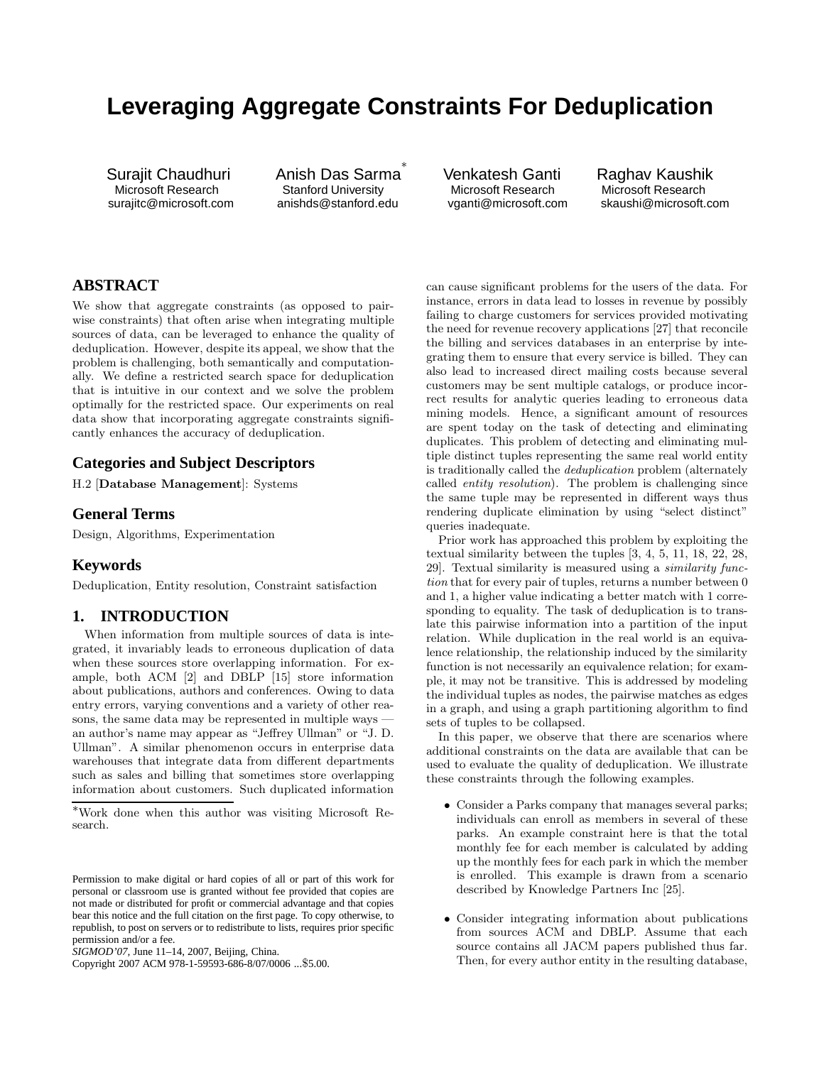# Leveraging Aggregate Constraints For Deduplication

Surajit Chaudhuri
Microsoft Research
surajitc@microsoft.com

Anish Das Sarma*
Stanford University
anishds@stanford.edu

Venkatesh Ganti
Microsoft Research
vganti@microsoft.com

Raghav Kaushik
Microsoft Research
skaushi@microsoft.com

## ABSTRACT

We show that aggregate constraints (as opposed to pairwise constraints) that often arise when integrating multiple sources of data, can be leveraged to enhance the quality of deduplication. However, despite its appeal, we show that the problem is challenging, both semantically and computationally. We define a restricted search space for deduplication that is intuitive in our context and we solve the problem optimally for the restricted space. Our experiments on real data show that incorporating aggregate constraints significantly enhances the accuracy of deduplication.

## Categories and Subject Descriptors

H.2 [**Database Management**]: Systems

## General Terms

Design, Algorithms, Experimentation

## Keywords

Deduplication, Entity resolution, Constraint satisfaction

## 1. INTRODUCTION

When information from multiple sources of data is integrated, it invariably leads to erroneous duplication of data when these sources store overlapping information. For example, both ACM [2] and DBLP [15] store information about publications, authors and conferences. Owing to data entry errors, varying conventions and a variety of other reasons, the same data may be represented in multiple ways — an author's name may appear as "Jeffrey Ullman" or "J. D. Ullman". A similar phenomenon occurs in enterprise data warehouses that integrate data from different departments such as sales and billing that sometimes store overlapping information about customers. Such duplicated information can cause significant problems for the users of the data. For instance, errors in data lead to losses in revenue by possibly failing to charge customers for services provided motivating the need for revenue recovery applications [27] that reconcile the billing and services databases in an enterprise by integrating them to ensure that every service is billed. They can also lead to increased direct mailing costs because several customers may be sent multiple catalogs, or produce incorrect results for analytic queries leading to erroneous data mining models. Hence, a significant amount of resources are spent today on the task of detecting and eliminating duplicates. This problem of detecting and eliminating multiple distinct tuples representing the same real world entity is traditionally called the *deduplication* problem (alternately called *entity resolution*). The problem is challenging since the same tuple may be represented in different ways thus rendering duplicate elimination by using "select distinct" queries inadequate.

Prior work has approached this problem by exploiting the textual similarity between the tuples [3, 4, 5, 11, 18, 22, 28, 29]. Textual similarity is measured using a *similarity function* that for every pair of tuples, returns a number between 0 and 1, a higher value indicating a better match with 1 corresponding to equality. The task of deduplication is to translate this pairwise information into a partition of the input relation. While duplication in the real world is an equivalence relationship, the relationship induced by the similarity function is not necessarily an equivalence relation; for example, it may not be transitive. This is addressed by modeling the individual tuples as nodes, the pairwise matches as edges in a graph, and using a graph partitioning algorithm to find sets of tuples to be collapsed.

In this paper, we observe that there are scenarios where additional constraints on the data are available that can be used to evaluate the quality of deduplication. We illustrate these constraints through the following examples.

- Consider a Parks company that manages several parks; individuals can enroll as members in several of these parks. An example constraint here is that the total monthly fee for each member is calculated by adding up the monthly fees for each park in which the member is enrolled. This example is drawn from a scenario described by Knowledge Partners Inc [25].
- Consider integrating information about publications from sources ACM and DBLP. Assume that each source contains all JACM papers published thus far. Then, for every author entity in the resulting database,

*Work done when this author was visiting Microsoft Research.

Permission to make digital or hard copies of all or part of this work for personal or classroom use is granted without fee provided that copies are not made or distributed for profit or commercial advantage and that copies bear this notice and the full citation on the first page. To copy otherwise, to republish, to post on servers or to redistribute to lists, requires prior specific permission and/or a fee.
*SIGMOD'07,* June 11–14, 2007, Beijing, China.
Copyright 2007 ACM 978-1-59593-686-8/07/0006 ...$5.00.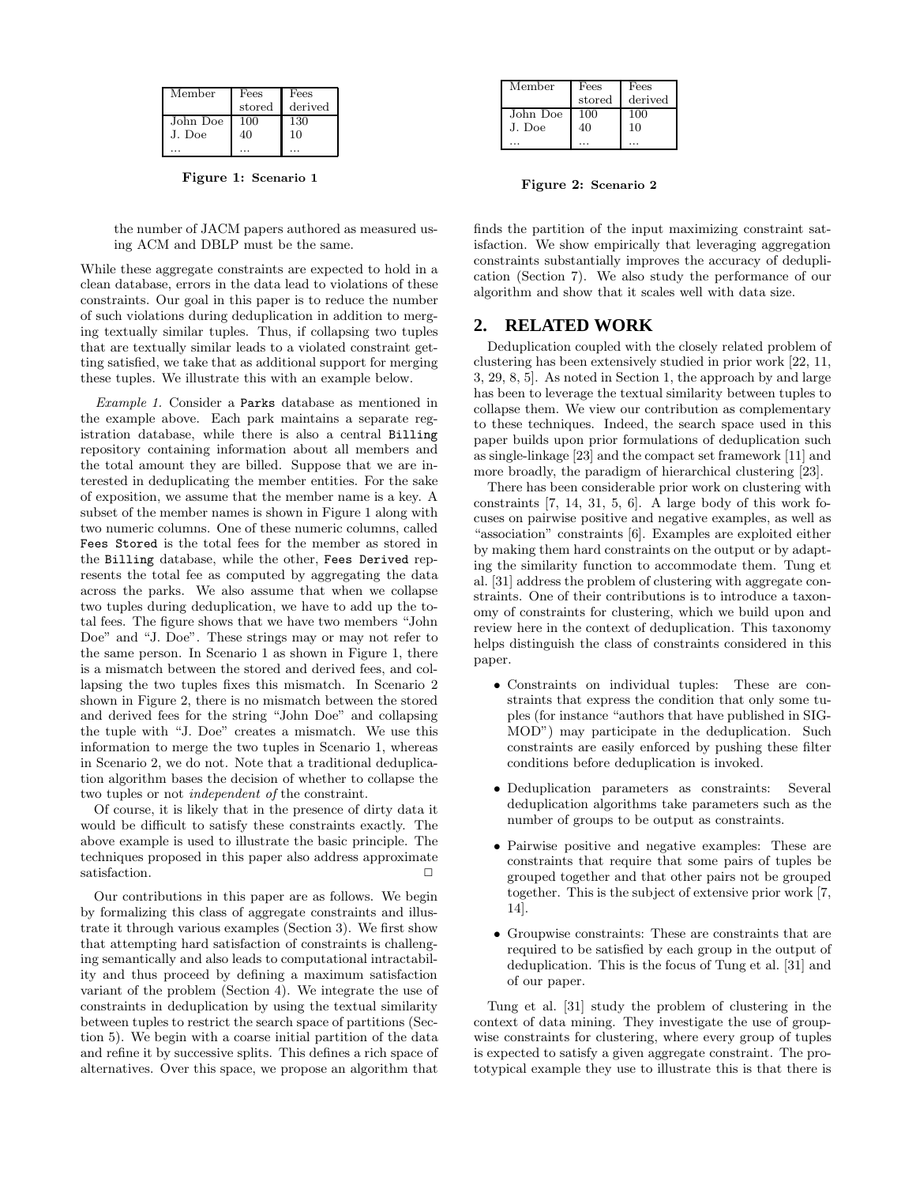| Member | Fees stored | Fees derived |
|---|---|---|
| John Doe | 100 | 130 |
| J. Doe | 40 | 10 |
| ... | ... | ... |

**Figure 1: Scenario 1**

| Member | Fees stored | Fees derived |
|---|---|---|
| John Doe | 100 | 100 |
| J. Doe | 40 | 10 |
| ... | ... | ... |

**Figure 2: Scenario 2**

> the number of JACM papers authored as measured using ACM and DBLP must be the same.

While these aggregate constraints are expected to hold in a clean database, errors in the data lead to violations of these constraints. Our goal in this paper is to reduce the number of such violations during deduplication in addition to merging textually similar tuples. Thus, if collapsing two tuples that are textually similar leads to a violated constraint getting satisfied, we take that as additional support for merging these tuples. We illustrate this with an example below.

*Example 1.* Consider a Parks database as mentioned in the example above. Each park maintains a separate registration database, while there is also a central Billing repository containing information about all members and the total amount they are billed. Suppose that we are interested in deduplicating the member entities. For the sake of exposition, we assume that the member name is a key. A subset of the member names is shown in Figure 1 along with two numeric columns. One of these numeric columns, called Fees Stored is the total fees for the member as stored in the Billing database, while the other, Fees Derived represents the total fee as computed by aggregating the data across the parks. We also assume that when we collapse two tuples during deduplication, we have to add up the total fees. The figure shows that we have two members "John Doe" and "J. Doe". These strings may or may not refer to the same person. In Scenario 1 as shown in Figure 1, there is a mismatch between the stored and derived fees, and collapsing the two tuples fixes this mismatch. In Scenario 2 shown in Figure 2, there is no mismatch between the stored and derived fees for the string "John Doe" and collapsing the tuple with "J. Doe" creates a mismatch. We use this information to merge the two tuples in Scenario 1, whereas in Scenario 2, we do not. Note that a traditional deduplication algorithm bases the decision of whether to collapse the two tuples or not *independent of* the constraint.

Of course, it is likely that in the presence of dirty data it would be difficult to satisfy these constraints exactly. The above example is used to illustrate the basic principle. The techniques proposed in this paper also address approximate satisfaction. □

Our contributions in this paper are as follows. We begin by formalizing this class of aggregate constraints and illustrate it through various examples (Section 3). We first show that attempting hard satisfaction of constraints is challenging semantically and also leads to computational intractability and thus proceed by defining a maximum satisfaction variant of the problem (Section 4). We integrate the use of constraints in deduplication by using the textual similarity between tuples to restrict the search space of partitions (Section 5). We begin with a coarse initial partition of the data and refine it by successive splits. This defines a rich space of alternatives. Over this space, we propose an algorithm that finds the partition of the input maximizing constraint satisfaction. We show empirically that leveraging aggregation constraints substantially improves the accuracy of deduplication (Section 7). We also study the performance of our algorithm and show that it scales well with data size.

## 2. RELATED WORK

Deduplication coupled with the closely related problem of clustering has been extensively studied in prior work [22, 11, 3, 29, 8, 5]. As noted in Section 1, the approach by and large has been to leverage the textual similarity between tuples to collapse them. We view our contribution as complementary to these techniques. Indeed, the search space used in this paper builds upon prior formulations of deduplication such as single-linkage [23] and the compact set framework [11] and more broadly, the paradigm of hierarchical clustering [23].

There has been considerable prior work on clustering with constraints [7, 14, 31, 5, 6]. A large body of this work focuses on pairwise positive and negative examples, as well as "association" constraints [6]. Examples are exploited either by making them hard constraints on the output or by adapting the similarity function to accommodate them. Tung et al. [31] address the problem of clustering with aggregate constraints. One of their contributions is to introduce a taxonomy of constraints for clustering, which we build upon and review here in the context of deduplication. This taxonomy helps distinguish the class of constraints considered in this paper.

- Constraints on individual tuples: These are constraints that express the condition that only some tuples (for instance "authors that have published in SIGMOD") may participate in the deduplication. Such constraints are easily enforced by pushing these filter conditions before deduplication is invoked.
- Deduplication parameters as constraints: Several deduplication algorithms take parameters such as the number of groups to be output as constraints.
- Pairwise positive and negative examples: These are constraints that require that some pairs of tuples be grouped together and that other pairs not be grouped together. This is the subject of extensive prior work [7, 14].
- Groupwise constraints: These are constraints that are required to be satisfied by each group in the output of deduplication. This is the focus of Tung et al. [31] and of our paper.

Tung et al. [31] study the problem of clustering in the context of data mining. They investigate the use of groupwise constraints for clustering, where every group of tuples is expected to satisfy a given aggregate constraint. The prototypical example they use to illustrate this is that there is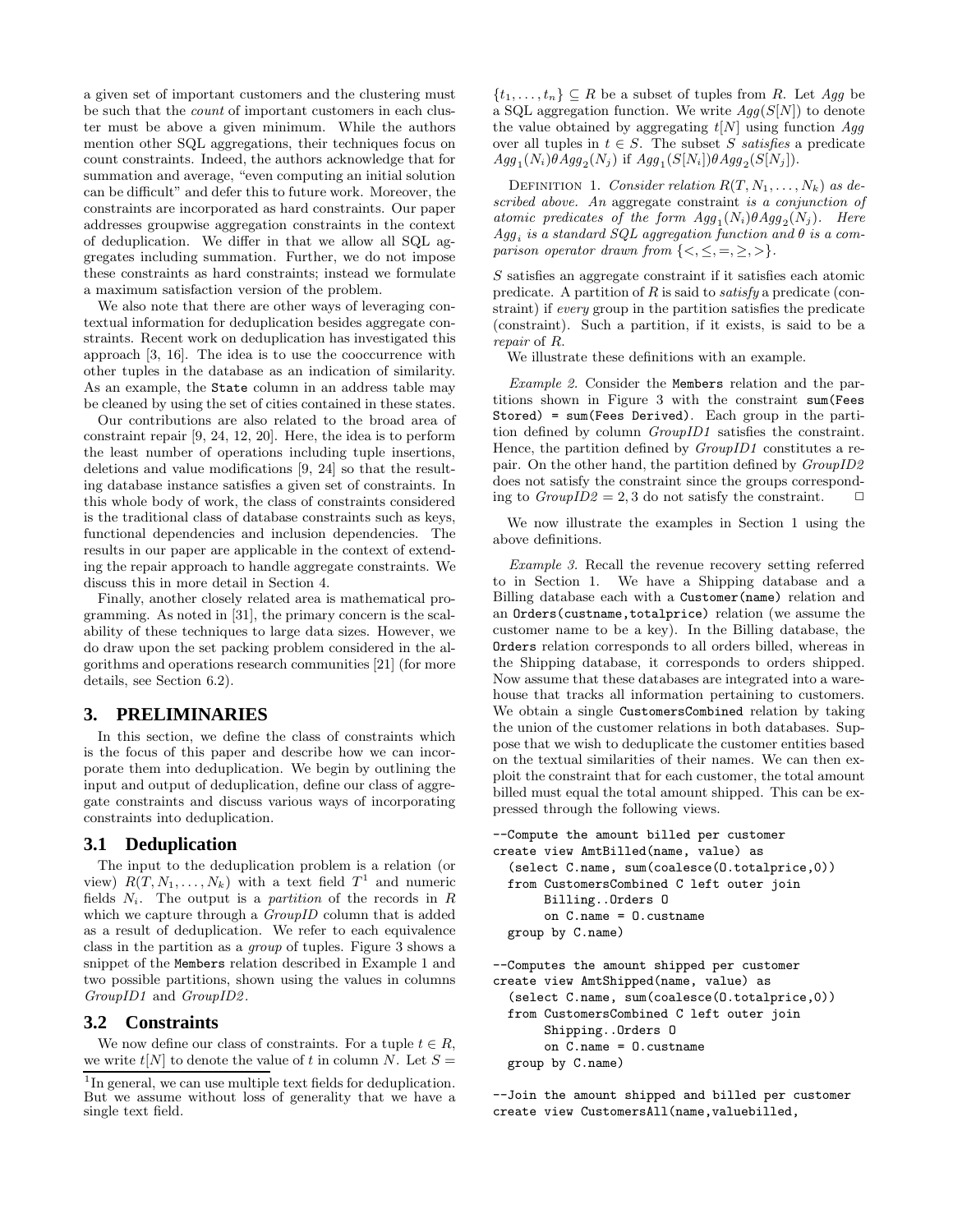a given set of important customers and the clustering must be such that the *count* of important customers in each cluster must be above a given minimum. While the authors mention other SQL aggregations, their techniques focus on count constraints. Indeed, the authors acknowledge that for summation and average, "even computing an initial solution can be difficult" and defer this to future work. Moreover, the constraints are incorporated as hard constraints. Our paper addresses groupwise aggregation constraints in the context of deduplication. We differ in that we allow all SQL aggregates including summation. Further, we do not impose these constraints as hard constraints; instead we formulate a maximum satisfaction version of the problem.

We also note that there are other ways of leveraging contextual information for deduplication besides aggregate constraints. Recent work on deduplication has investigated this approach [3, 16]. The idea is to use the cooccurrence with other tuples in the database as an indication of similarity. As an example, the State column in an address table may be cleaned by using the set of cities contained in these states.

Our contributions are also related to the broad area of constraint repair [9, 24, 12, 20]. Here, the idea is to perform the least number of operations including tuple insertions, deletions and value modifications [9, 24] so that the resulting database instance satisfies a given set of constraints. In this whole body of work, the class of constraints considered is the traditional class of database constraints such as keys, functional dependencies and inclusion dependencies. The results in our paper are applicable in the context of extending the repair approach to handle aggregate constraints. We discuss this in more detail in Section 4.

Finally, another closely related area is mathematical programming. As noted in [31], the primary concern is the scalability of these techniques to large data sizes. However, we do draw upon the set packing problem considered in the algorithms and operations research communities [21] (for more details, see Section 6.2).

## 3. PRELIMINARIES

In this section, we define the class of constraints which is the focus of this paper and describe how we can incorporate them into deduplication. We begin by outlining the input and output of deduplication, define our class of aggregate constraints and discuss various ways of incorporating constraints into deduplication.

### 3.1 Deduplication

The input to the deduplication problem is a relation (or view) $R(T, N_1, \ldots, N_k)$ with a text field $T$[1] and numeric fields $N_i$. The output is a *partition* of the records in $R$ which we capture through a *GroupID* column that is added as a result of deduplication. We refer to each equivalence class in the partition as a *group* of tuples. Figure 3 shows a snippet of the Members relation described in Example 1 and two possible partitions, shown using the values in columns *GroupID1* and *GroupID2*.

### 3.2 Constraints

We now define our class of constraints. For a tuple $t \in R$, we write $t[N]$ to denote the value of $t$ in column $N$. Let $S = \{t_1, \ldots, t_n\} \subseteq R$ be a subset of tuples from $R$. Let $Agg$ be a SQL aggregation function. We write $Agg(S[N])$ to denote the value obtained by aggregating $t[N]$ using function $Agg$ over all tuples in $t \in S$. The subset $S$ *satisfies* a predicate $Agg_1(N_i)\theta Agg_2(N_j)$ if $Agg_1(S[N_i])\theta Agg_2(S[N_j])$.

Definition 1. *Consider relation $R(T, N_1, \ldots, N_k)$ as described above. An* aggregate constraint *is a conjunction of atomic predicates of the form $Agg_1(N_i)\theta Agg_2(N_j)$. Here $Agg_i$ is a standard SQL aggregation function and $\theta$ is a comparison operator drawn from $\{<, \leq, =, \geq, >\}$.*

$S$ satisfies an aggregate constraint if it satisfies each atomic predicate. A partition of $R$ is said to *satisfy* a predicate (constraint) if *every* group in the partition satisfies the predicate (constraint). Such a partition, if it exists, is said to be a *repair* of $R$.

We illustrate these definitions with an example.

*Example 2.* Consider the Members relation and the partitions shown in Figure 3 with the constraint sum(Fees Stored) = sum(Fees Derived). Each group in the partition defined by column *GroupID1* satisfies the constraint. Hence, the partition defined by *GroupID1* constitutes a repair. On the other hand, the partition defined by *GroupID2* does not satisfy the constraint since the groups corresponding to $GroupID2 = 2, 3$ do not satisfy the constraint. □

We now illustrate the examples in Section 1 using the above definitions.

*Example 3.* Recall the revenue recovery setting referred to in Section 1. We have a Shipping database and a Billing database each with a Customer(name) relation and an Orders(custname,totalprice) relation (we assume the customer name to be a key). In the Billing database, the Orders relation corresponds to all orders billed, whereas in the Shipping database, it corresponds to orders shipped. Now assume that these databases are integrated into a warehouse that tracks all information pertaining to customers. We obtain a single CustomersCombined relation by taking the union of the customer relations in both databases. Suppose that we wish to deduplicate the customer entities based on the textual similarities of their names. We can then exploit the constraint that for each customer, the total amount billed must equal the total amount shipped. This can be expressed through the following views.

```
--Compute the amount billed per customer
create view AmtBilled(name, value) as
  (select C.name, sum(coalesce(O.totalprice,0))
  from CustomersCombined C left outer join
       Billing..Orders O
       on C.name = O.custname
  group by C.name)

--Computes the amount shipped per customer
create view AmtShipped(name, value) as
  (select C.name, sum(coalesce(O.totalprice,0))
  from CustomersCombined C left outer join
       Shipping..Orders O
       on C.name = O.custname
  group by C.name)

--Join the amount shipped and billed per customer
create view CustomersAll(name,valuebilled,
```

[1] In general, we can use multiple text fields for deduplication. But we assume without loss of generality that we have a single text field.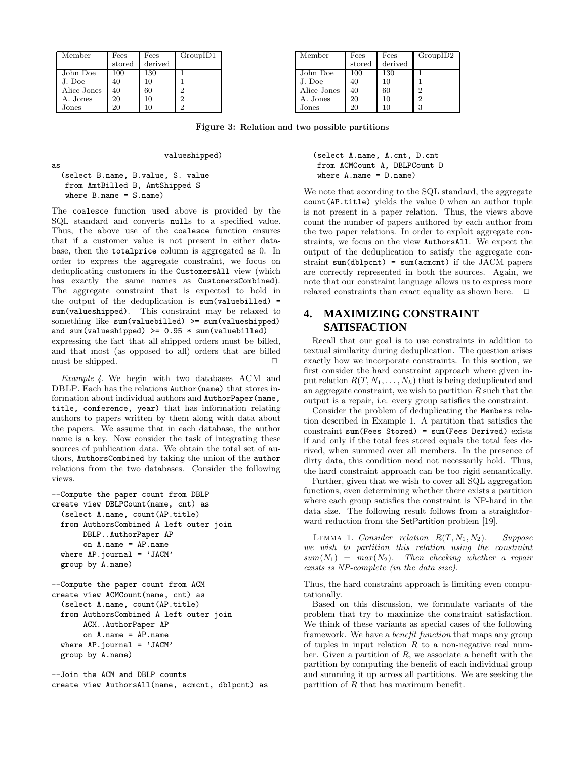| Member | Fees stored | Fees derived | GroupID1 |
|---|---|---|---|
| John Doe | 100 | 130 | 1 |
| J. Doe | 40 | 10 | 1 |
| Alice Jones | 40 | 60 | 2 |
| A. Jones | 20 | 10 | 2 |
| Jones | 20 | 10 | 2 |

| Member | Fees stored | Fees derived | GroupID2 |
|---|---|---|---|
| John Doe | 100 | 130 | 1 |
| J. Doe | 40 | 10 | 1 |
| Alice Jones | 40 | 60 | 2 |
| A. Jones | 20 | 10 | 2 |
| Jones | 20 | 10 | 3 |

**Figure 3: Relation and two possible partitions**

```
                              valueshipped)
as
  (select B.name, B.value, S. value
   from AmtBilled B, AmtShipped S
   where B.name = S.name)
```

The `coalesce` function used above is provided by the SQL standard and converts `nulls` to a specified value. Thus, the above use of the `coalesce` function ensures that if a customer value is not present in either database, then the `totalprice` column is aggregated as 0. In order to express the aggregate constraint, we focus on deduplicating customers in the `CustomersAll` view (which has exactly the same names as `CustomersCombined`). The aggregate constraint that is expected to hold in the output of the deduplication is `sum(valuebilled) = sum(valueshipped)`. This constraint may be relaxed to something like `sum(valuebilled) >= sum(valueshipped) and sum(valueshipped) >= 0.95 * sum(valuebilled)` expressing the fact that all shipped orders must be billed, and that most (as opposed to all) orders that are billed must be shipped. □

*Example 4.* We begin with two databases ACM and DBLP. Each has the relations `Author(name)` that stores information about individual authors and `AuthorPaper(name, title, conference, year)` that has information relating authors to papers written by them along with data about the papers. We assume that in each database, the author name is a key. Now consider the task of integrating these sources of publication data. We obtain the total set of authors, `AuthorsCombined` by taking the union of the `author` relations from the two databases. Consider the following views.

```
--Compute the paper count from DBLP
create view DBLPCount(name, cnt) as
  (select A.name, count(AP.title)
  from AuthorsCombined A left outer join
       DBLP..AuthorPaper AP
       on A.name = AP.name
  where AP.journal = 'JACM'
  group by A.name)

--Compute the paper count from ACM
create view ACMCount(name, cnt) as
  (select A.name, count(AP.title)
  from AuthorsCombined A left outer join
       ACM..AuthorPaper AP
       on A.name = AP.name
  where AP.journal = 'JACM'
  group by A.name)

--Join the ACM and DBLP counts
create view AuthorsAll(name, acmcnt, dblpcnt) as
  (select A.name, A.cnt, D.cnt
   from ACMCount A, DBLPCount D
   where A.name = D.name)
```

We note that according to the SQL standard, the aggregate `count(AP.title)` yields the value 0 when an author tuple is not present in a paper relation. Thus, the views above count the number of papers authored by each author from the two paper relations. In order to exploit aggregate constraints, we focus on the view `AuthorsAll`. We expect the output of the deduplication to satisfy the aggregate constraint `sum(dblpcnt) = sum(acmcnt)` if the JACM papers are correctly represented in both the sources. Again, we note that our constraint language allows us to express more relaxed constraints than exact equality as shown here. □

## 4. MAXIMIZING CONSTRAINT SATISFACTION

Recall that our goal is to use constraints in addition to textual similarity during deduplication. The question arises exactly how we incorporate constraints. In this section, we first consider the hard constraint approach where given input relation $R(T, N_1, \ldots, N_k)$ that is being deduplicated and an aggregate constraint, we wish to partition $R$ such that the output is a repair, i.e. every group satisfies the constraint.

Consider the problem of deduplicating the `Members` relation described in Example 1. A partition that satisfies the constraint `sum(Fees Stored) = sum(Fees Derived)` exists if and only if the total fees stored equals the total fees derived, when summed over all members. In the presence of dirty data, this condition need not necessarily hold. Thus, the hard constraint approach can be too rigid semantically.

Further, given that we wish to cover all SQL aggregation functions, even determining whether there exists a partition where each group satisfies the constraint is NP-hard in the data size. The following result follows from a straightforward reduction from the SetPartition problem [19].

Lemma 1. *Consider relation $R(T, N_1, N_2)$. Suppose we wish to partition this relation using the constraint $sum(N_1) = max(N_2)$. Then checking whether a repair exists is NP-complete (in the data size).*

Thus, the hard constraint approach is limiting even computationally.

Based on this discussion, we formulate variants of the problem that try to maximize the constraint satisfaction. We think of these variants as special cases of the following framework. We have a *benefit function* that maps any group of tuples in input relation $R$ to a non-negative real number. Given a partition of $R$, we associate a benefit with the partition by computing the benefit of each individual group and summing it up across all partitions. We are seeking the partition of $R$ that has maximum benefit.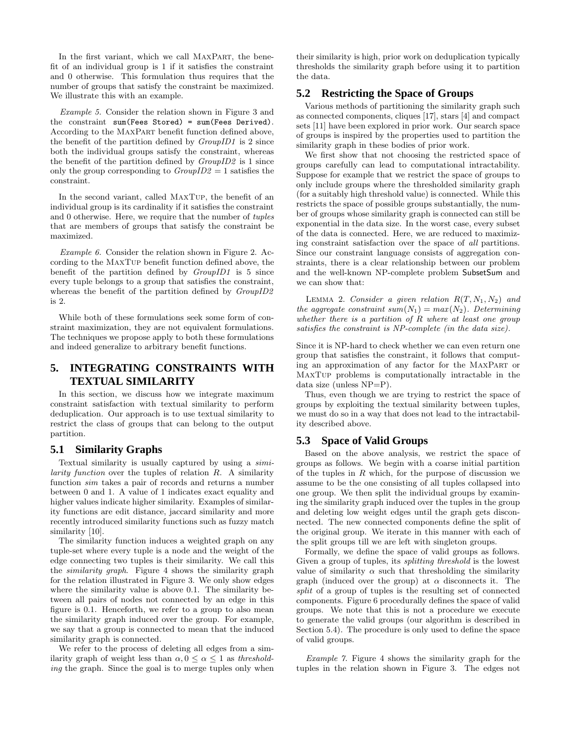In the first variant, which we call MaxPart, the benefit of an individual group is 1 if it satisfies the constraint and 0 otherwise. This formulation thus requires that the number of groups that satisfy the constraint be maximized. We illustrate this with an example.

*Example 5.* Consider the relation shown in Figure 3 and the constraint `sum(Fees Stored) = sum(Fees Derived)`. According to the MaxPart benefit function defined above, the benefit of the partition defined by *GroupID1* is 2 since both the individual groups satisfy the constraint, whereas the benefit of the partition defined by *GroupID2* is 1 since only the group corresponding to *GroupID2* = 1 satisfies the constraint.

In the second variant, called MaxTup, the benefit of an individual group is its cardinality if it satisfies the constraint and 0 otherwise. Here, we require that the number of *tuples* that are members of groups that satisfy the constraint be maximized.

*Example 6.* Consider the relation shown in Figure 2. According to the MaxTup benefit function defined above, the benefit of the partition defined by *GroupID1* is 5 since every tuple belongs to a group that satisfies the constraint, whereas the benefit of the partition defined by *GroupID2* is 2.

While both of these formulations seek some form of constraint maximization, they are not equivalent formulations. The techniques we propose apply to both these formulations and indeed generalize to arbitrary benefit functions.

# 5. INTEGRATING CONSTRAINTS WITH TEXTUAL SIMILARITY

In this section, we discuss how we integrate maximum constraint satisfaction with textual similarity to perform deduplication. Our approach is to use textual similarity to restrict the class of groups that can belong to the output partition.

## 5.1 Similarity Graphs

Textual similarity is usually captured by using a *similarity function* over the tuples of relation $R$. A similarity function *sim* takes a pair of records and returns a number between 0 and 1. A value of 1 indicates exact equality and higher values indicate higher similarity. Examples of similarity functions are edit distance, jaccard similarity and more recently introduced similarity functions such as fuzzy match similarity [10].

The similarity function induces a weighted graph on any tuple-set where every tuple is a node and the weight of the edge connecting two tuples is their similarity. We call this the *similarity graph*. Figure 4 shows the similarity graph for the relation illustrated in Figure 3. We only show edges where the similarity value is above 0.1. The similarity between all pairs of nodes not connected by an edge in this figure is 0.1. Henceforth, we refer to a group to also mean the similarity graph induced over the group. For example, we say that a group is connected to mean that the induced similarity graph is connected.

We refer to the process of deleting all edges from a similarity graph of weight less than $\alpha, 0 \leq \alpha \leq 1$ as *thresholding* the graph. Since the goal is to merge tuples only when their similarity is high, prior work on deduplication typically thresholds the similarity graph before using it to partition the data.

## 5.2 Restricting the Space of Groups

Various methods of partitioning the similarity graph such as connected components, cliques [17], stars [4] and compact sets [11] have been explored in prior work. Our search space of groups is inspired by the properties used to partition the similarity graph in these bodies of prior work.

We first show that not choosing the restricted space of groups carefully can lead to computational intractability. Suppose for example that we restrict the space of groups to only include groups where the thresholded similarity graph (for a suitably high threshold value) is connected. While this restricts the space of possible groups substantially, the number of groups whose similarity graph is connected can still be exponential in the data size. In the worst case, every subset of the data is connected. Here, we are reduced to maximizing constraint satisfaction over the space of *all* partitions. Since our constraint language consists of aggregation constraints, there is a clear relationship between our problem and the well-known NP-complete problem SubsetSum and we can show that:

Lemma 2. *Consider a given relation $R(T, N_1, N_2)$ and the aggregate constraint $sum(N_1) = max(N_2)$. Determining whether there is a partition of $R$ where at least one group satisfies the constraint is NP-complete (in the data size).*

Since it is NP-hard to check whether we can even return one group that satisfies the constraint, it follows that computing an approximation of any factor for the MaxPart or MaxTup problems is computationally intractable in the data size (unless NP=P).

Thus, even though we are trying to restrict the space of groups by exploiting the textual similarity between tuples, we must do so in a way that does not lead to the intractability described above.

## 5.3 Space of Valid Groups

Based on the above analysis, we restrict the space of groups as follows. We begin with a coarse initial partition of the tuples in $R$ which, for the purpose of discussion we assume to be the one consisting of all tuples collapsed into one group. We then split the individual groups by examining the similarity graph induced over the tuples in the group and deleting low weight edges until the graph gets disconnected. The new connected components define the split of the original group. We iterate in this manner with each of the split groups till we are left with singleton groups.

Formally, we define the space of valid groups as follows. Given a group of tuples, its *splitting threshold* is the lowest value of similarity $\alpha$ such that thresholding the similarity graph (induced over the group) at $\alpha$ disconnects it. The *split* of a group of tuples is the resulting set of connected components. Figure 6 procedurally defines the space of valid groups. We note that this is not a procedure we execute to generate the valid groups (our algorithm is described in Section 5.4). The procedure is only used to define the space of valid groups.

*Example 7.* Figure 4 shows the similarity graph for the tuples in the relation shown in Figure 3. The edges not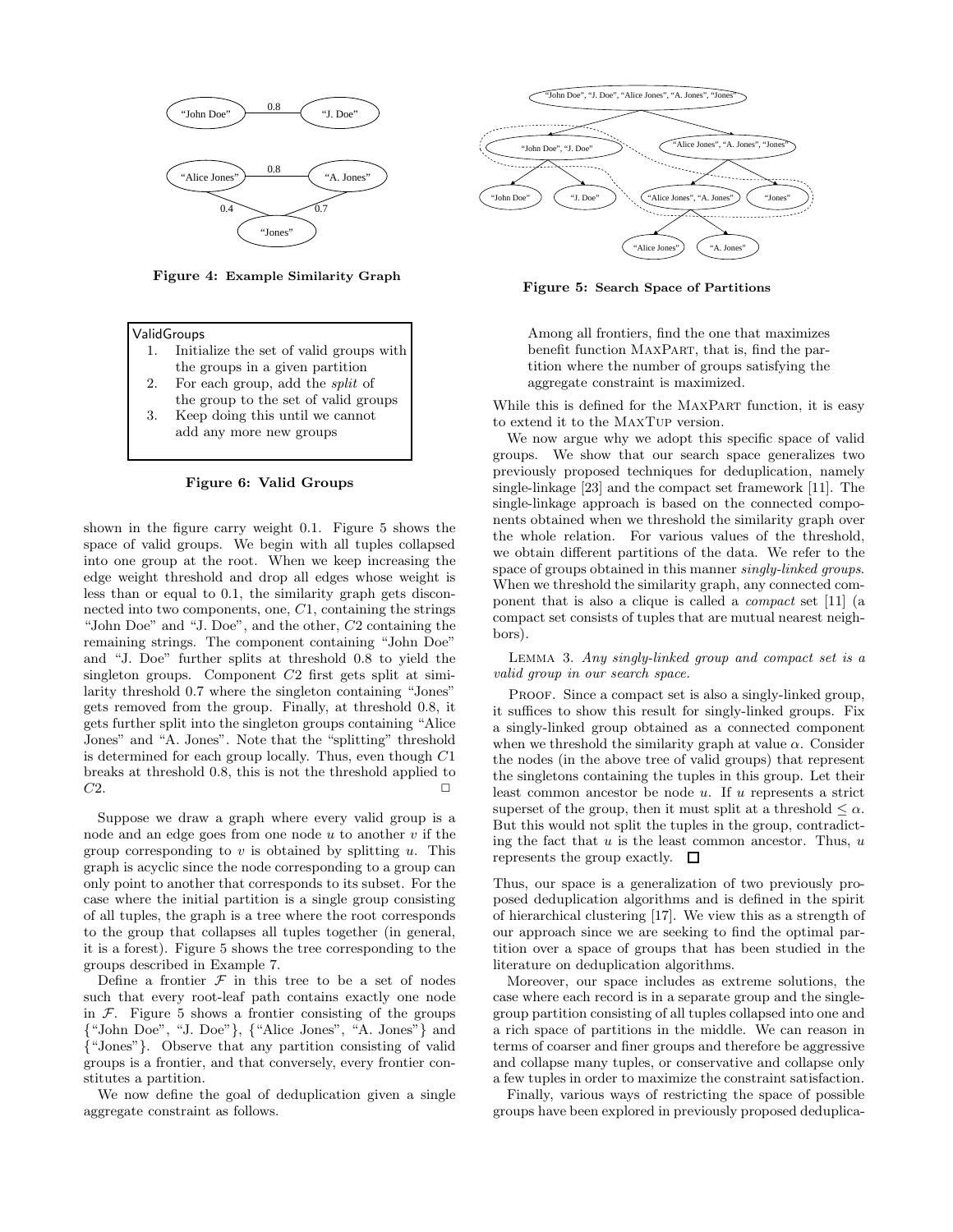Figure 4: Example Similarity Graph

Figure 5: Search Space of Partitions

ValidGroups

1. Initialize the set of valid groups with the groups in a given partition
2. For each group, add the *split* of the group to the set of valid groups
3. Keep doing this until we cannot add any more new groups

**Figure 6: Valid Groups**

shown in the figure carry weight 0.1. Figure 5 shows the space of valid groups. We begin with all tuples collapsed into one group at the root. When we keep increasing the edge weight threshold and drop all edges whose weight is less than or equal to 0.1, the similarity graph gets disconnected into two components, one, $C1$, containing the strings "John Doe" and "J. Doe", and the other, $C2$ containing the remaining strings. The component containing "John Doe" and "J. Doe" further splits at threshold 0.8 to yield the singleton groups. Component $C2$ first gets split at similarity threshold 0.7 where the singleton containing "Jones" gets removed from the group. Finally, at threshold 0.8, it gets further split into the singleton groups containing "Alice Jones" and "A. Jones". Note that the "splitting" threshold is determined for each group locally. Thus, even though $C1$ breaks at threshold 0.8, this is not the threshold applied to $C2$. □

Suppose we draw a graph where every valid group is a node and an edge goes from one node $u$ to another $v$ if the group corresponding to $v$ is obtained by splitting $u$. This graph is acyclic since the node corresponding to a group can only point to another that corresponds to its subset. For the case where the initial partition is a single group consisting of all tuples, the graph is a tree where the root corresponds to the group that collapses all tuples together (in general, it is a forest). Figure 5 shows the tree corresponding to the groups described in Example 7.

Define a frontier $\mathcal{F}$ in this tree to be a set of nodes such that every root-leaf path contains exactly one node in $\mathcal{F}$. Figure 5 shows a frontier consisting of the groups {"John Doe", "J. Doe"}, {"Alice Jones", "A. Jones"} and {"Jones"}. Observe that any partition consisting of valid groups is a frontier, and that conversely, every frontier constitutes a partition.

We now define the goal of deduplication given a single aggregate constraint as follows.

> Among all frontiers, find the one that maximizes benefit function MaxPart, that is, find the partition where the number of groups satisfying the aggregate constraint is maximized.

While this is defined for the MaxPart function, it is easy to extend it to the MaxTup version.

We now argue why we adopt this specific space of valid groups. We show that our search space generalizes two previously proposed techniques for deduplication, namely single-linkage [23] and the compact set framework [11]. The single-linkage approach is based on the connected components obtained when we threshold the similarity graph over the whole relation. For various values of the threshold, we obtain different partitions of the data. We refer to the space of groups obtained in this manner *singly-linked groups*. When we threshold the similarity graph, any connected component that is also a clique is called a *compact* set [11] (a compact set consists of tuples that are mutual nearest neighbors).

Lemma 3. *Any singly-linked group and compact set is a valid group in our search space.*

Proof. Since a compact set is also a singly-linked group, it suffices to show this result for singly-linked groups. Fix a singly-linked group obtained as a connected component when we threshold the similarity graph at value $\alpha$. Consider the nodes (in the above tree of valid groups) that represent the singletons containing the tuples in this group. Let their least common ancestor be node $u$. If $u$ represents a strict superset of the group, then it must split at a threshold $\leq \alpha$. But this would not split the tuples in the group, contradicting the fact that $u$ is the least common ancestor. Thus, $u$ represents the group exactly. □

Thus, our space is a generalization of two previously proposed deduplication algorithms and is defined in the spirit of hierarchical clustering [17]. We view this as a strength of our approach since we are seeking to find the optimal partition over a space of groups that has been studied in the literature on deduplication algorithms.

Moreover, our space includes as extreme solutions, the case where each record is in a separate group and the single-group partition consisting of all tuples collapsed into one and a rich space of partitions in the middle. We can reason in terms of coarser and finer groups and therefore be aggressive and collapse many tuples, or conservative and collapse only a few tuples in order to maximize the constraint satisfaction.

Finally, various ways of restricting the space of possible groups have been explored in previously proposed deduplica-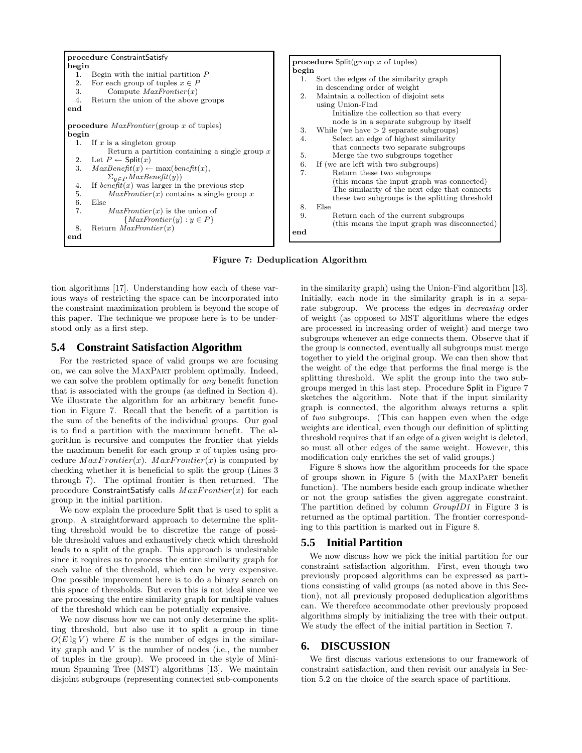```
procedure ConstraintSatisfy
begin
  1.  Begin with the initial partition P
  2.  For each group of tuples x ∈ P
  3.        Compute MaxFrontier(x)
  4.  Return the union of the above groups
end

procedure MaxFrontier(group x of tuples)
begin
  1.  If x is a singleton group
            Return a partition containing a single group x
  2.  Let P ← Split(x)
  3.  MaxBenefit(x) ← max(benefit(x),
            Σ_{y∈P} MaxBenefit(y))
  4.  If benefit(x) was larger in the previous step
  5.        MaxFrontier(x) contains a single group x
  6.  Else
  7.        MaxFrontier(x) is the union of
                  {MaxFrontier(y) : y ∈ P}
  8.  Return MaxFrontier(x)
end
```

```
procedure Split(group x of tuples)
begin
  1.  Sort the edges of the similarity graph
      in descending order of weight
  2.  Maintain a collection of disjoint sets
      using Union-Find
            Initialize the collection so that every
            node is in a separate subgroup by itself
  3.  While (we have > 2 separate subgroups)
  4.        Select an edge of highest similarity
            that connects two separate subgroups
  5.        Merge the two subgroups together
  6.  If (we are left with two subgroups)
  7.        Return these two subgroups
            (this means the input graph was connected)
            The similarity of the next edge that connects
            these two subgroups is the splitting threshold
  8.  Else
  9.        Return each of the current subgroups
            (this means the input graph was disconnected)
end
```

**Figure 7: Deduplication Algorithm**

tion algorithms [17]. Understanding how each of these various ways of restricting the space can be incorporated into the constraint maximization problem is beyond the scope of this paper. The technique we propose here is to be understood only as a first step.

### 5.4 Constraint Satisfaction Algorithm

For the restricted space of valid groups we are focusing on, we can solve the MaxPart problem optimally. Indeed, we can solve the problem optimally for *any* benefit function that is associated with the groups (as defined in Section 4). We illustrate the algorithm for an arbitrary benefit function in Figure 7. Recall that the benefit of a partition is the sum of the benefits of the individual groups. Our goal is to find a partition with the maximum benefit. The algorithm is recursive and computes the frontier that yields the maximum benefit for each group $x$ of tuples using procedure $MaxFrontier(x)$. $MaxFrontier(x)$ is computed by checking whether it is beneficial to split the group (Lines 3 through 7). The optimal frontier is then returned. The procedure ConstraintSatisfy calls $MaxFrontier(x)$ for each group in the initial partition.

We now explain the procedure Split that is used to split a group. A straightforward approach to determine the splitting threshold would be to discretize the range of possible threshold values and exhaustively check which threshold leads to a split of the graph. This approach is undesirable since it requires us to process the entire similarity graph for each value of the threshold, which can be very expensive. One possible improvement here is to do a binary search on this space of thresholds. But even this is not ideal since we are processing the entire similarity graph for multiple values of the threshold which can be potentially expensive.

We now discuss how we can not only determine the splitting threshold, but also use it to split a group in time $O(E \lg V)$ where $E$ is the number of edges in the similarity graph and $V$ is the number of nodes (i.e., the number of tuples in the group). We proceed in the style of Minimum Spanning Tree (MST) algorithms [13]. We maintain disjoint subgroups (representing connected sub-components in the similarity graph) using the Union-Find algorithm [13]. Initially, each node in the similarity graph is in a separate subgroup. We process the edges in *decreasing* order of weight (as opposed to MST algorithms where the edges are processed in increasing order of weight) and merge two subgroups whenever an edge connects them. Observe that if the group is connected, eventually all subgroups must merge together to yield the original group. We can then show that the weight of the edge that performs the final merge is the splitting threshold. We split the group into the two subgroups merged in this last step. Procedure Split in Figure 7 sketches the algorithm. Note that if the input similarity graph is connected, the algorithm always returns a split of *two* subgroups. (This can happen even when the edge weights are identical, even though our definition of splitting threshold requires that if an edge of a given weight is deleted, so must all other edges of the same weight. However, this modification only enriches the set of valid groups.)

Figure 8 shows how the algorithm proceeds for the space of groups shown in Figure 5 (with the MaxPart benefit function). The numbers beside each group indicate whether or not the group satisfies the given aggregate constraint. The partition defined by column *GroupID1* in Figure 3 is returned as the optimal partition. The frontier corresponding to this partition is marked out in Figure 8.

### 5.5 Initial Partition

We now discuss how we pick the initial partition for our constraint satisfaction algorithm. First, even though two previously proposed algorithms can be expressed as partitions consisting of valid groups (as noted above in this Section), not all previously proposed deduplication algorithms can. We therefore accommodate other previously proposed algorithms simply by initializing the tree with their output. We study the effect of the initial partition in Section 7.

## 6. DISCUSSION

We first discuss various extensions to our framework of constraint satisfaction, and then revisit our analysis in Section 5.2 on the choice of the search space of partitions.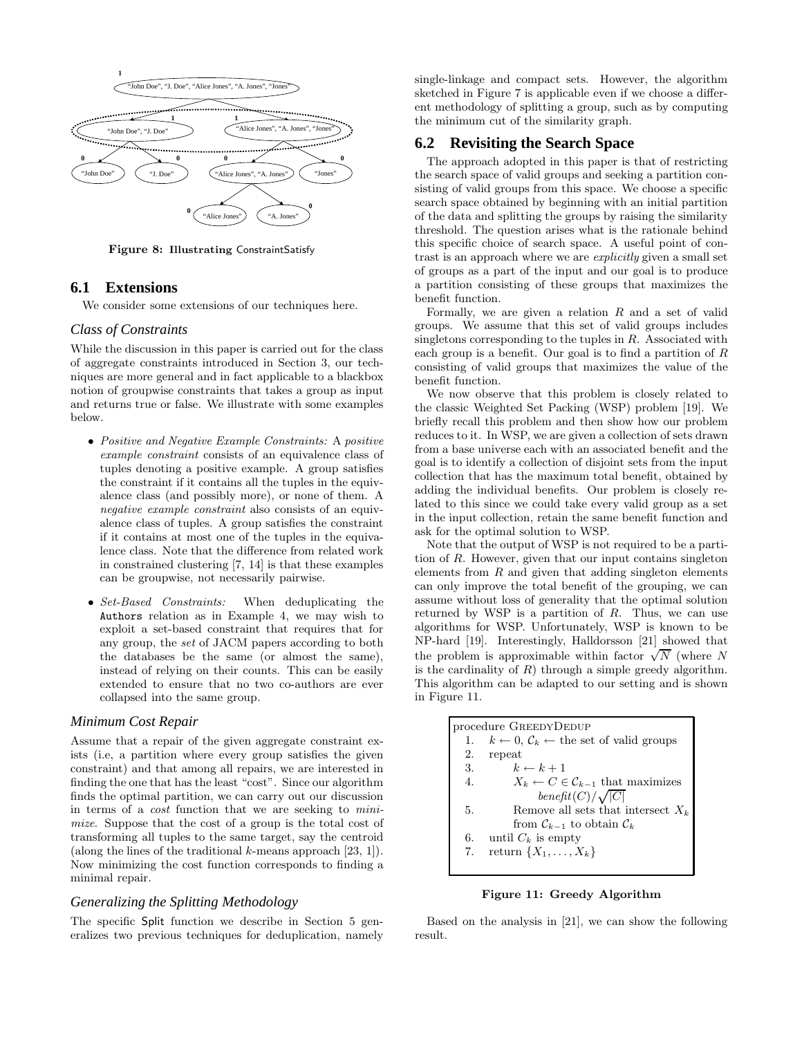1

"John Doe", "J. Doe", "Alice Jones", "A. Jones", "Jones"

1 "John Doe", "J. Doe"

1 "Alice Jones", "A. Jones", "Jones"

0 "John Doe"

0 "J. Doe"

0 "Alice Jones", "A. Jones"

0 "Jones"

0 "Alice Jones"

0 "A. Jones"

**Figure 8: Illustrating** ConstraintSatisfy

## 6.1 Extensions

We consider some extensions of our techniques here.

### *Class of Constraints*

While the discussion in this paper is carried out for the class of aggregate constraints introduced in Section 3, our techniques are more general and in fact applicable to a blackbox notion of groupwise constraints that takes a group as input and returns true or false. We illustrate with some examples below.

- *Positive and Negative Example Constraints:* A *positive example constraint* consists of an equivalence class of tuples denoting a positive example. A group satisfies the constraint if it contains all the tuples in the equivalence class (and possibly more), or none of them. A *negative example constraint* also consists of an equivalence class of tuples. A group satisfies the constraint if it contains at most one of the tuples in the equivalence class. Note that the difference from related work in constrained clustering [7, 14] is that these examples can be groupwise, not necessarily pairwise.
- *Set-Based Constraints:* When deduplicating the `Authors` relation as in Example 4, we may wish to exploit a set-based constraint that requires that for any group, the *set* of JACM papers according to both the databases be the same (or almost the same), instead of relying on their counts. This can be easily extended to ensure that no two co-authors are ever collapsed into the same group.

### *Minimum Cost Repair*

Assume that a repair of the given aggregate constraint exists (i.e, a partition where every group satisfies the given constraint) and that among all repairs, we are interested in finding the one that has the least "cost". Since our algorithm finds the optimal partition, we can carry out our discussion in terms of a *cost* function that we are seeking to *minimize*. Suppose that the cost of a group is the total cost of transforming all tuples to the same target, say the centroid (along the lines of the traditional $k$-means approach [23, 1]). Now minimizing the cost function corresponds to finding a minimal repair.

### *Generalizing the Splitting Methodology*

The specific Split function we describe in Section 5 generalizes two previous techniques for deduplication, namely single-linkage and compact sets. However, the algorithm sketched in Figure 7 is applicable even if we choose a different methodology of splitting a group, such as by computing the minimum cut of the similarity graph.

## 6.2 Revisiting the Search Space

The approach adopted in this paper is that of restricting the search space of valid groups and seeking a partition consisting of valid groups from this space. We choose a specific search space obtained by beginning with an initial partition of the data and splitting the groups by raising the similarity threshold. The question arises what is the rationale behind this specific choice of search space. A useful point of contrast is an approach where we are *explicitly* given a small set of groups as a part of the input and our goal is to produce a partition consisting of these groups that maximizes the benefit function.

Formally, we are given a relation $R$ and a set of valid groups. We assume that this set of valid groups includes singletons corresponding to the tuples in $R$. Associated with each group is a benefit. Our goal is to find a partition of $R$ consisting of valid groups that maximizes the value of the benefit function.

We now observe that this problem is closely related to the classic Weighted Set Packing (WSP) problem [19]. We briefly recall this problem and then show how our problem reduces to it. In WSP, we are given a collection of sets drawn from a base universe each with an associated benefit and the goal is to identify a collection of disjoint sets from the input collection that has the maximum total benefit, obtained by adding the individual benefits. Our problem is closely related to this since we could take every valid group as a set in the input collection, retain the same benefit function and ask for the optimal solution to WSP.

Note that the output of WSP is not required to be a partition of $R$. However, given that our input contains singleton elements from $R$ and given that adding singleton elements can only improve the total benefit of the grouping, we can assume without loss of generality that the optimal solution returned by WSP is a partition of $R$. Thus, we can use algorithms for WSP. Unfortunately, WSP is known to be NP-hard [19]. Interestingly, Halldorsson [21] showed that the problem is approximable within factor $\sqrt{N}$ (where $N$ is the cardinality of $R$) through a simple greedy algorithm. This algorithm can be adapted to our setting and is shown in Figure 11.

```
procedure GreedyDedup
  1.  k ← 0, C_k ← the set of valid groups
  2.  repeat
  3.      k ← k + 1
  4.      X_k ← C ∈ C_{k-1} that maximizes
              benefit(C)/√|C|
  5.      Remove all sets that intersect X_k
          from C_{k-1} to obtain C_k
  6.  until C_k is empty
  7.  return {X_1, ..., X_k}
```

**Figure 11: Greedy Algorithm**

Based on the analysis in [21], we can show the following result.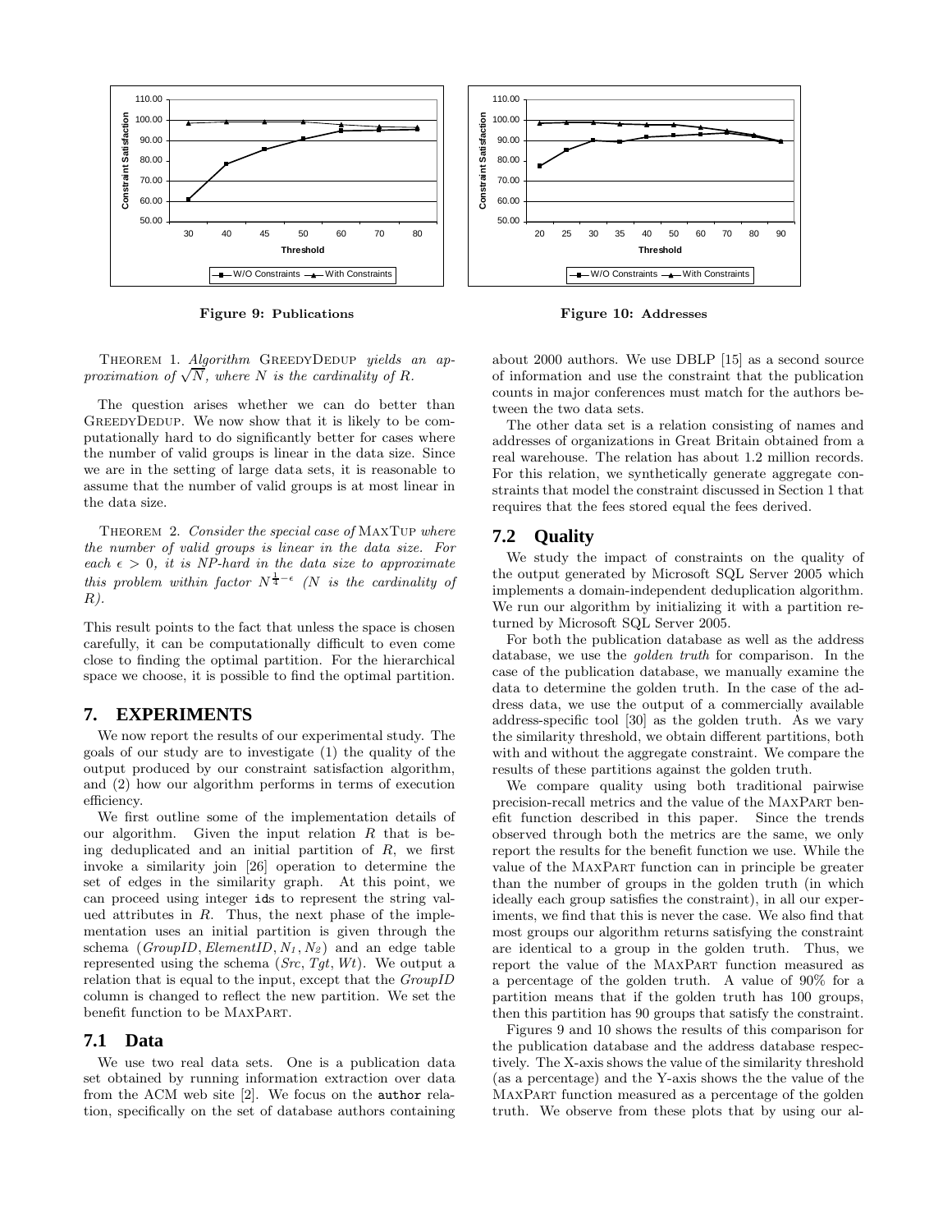Figure 9: Publications

Figure 10: Addresses

THEOREM 1. *Algorithm* GREEDYDEDUP *yields an approximation of* $\sqrt{N}$*, where* $N$ *is the cardinality of* $R$*.*

The question arises whether we can do better than GREEDYDEDUP. We now show that it is likely to be computationally hard to do significantly better for cases where the number of valid groups is linear in the data size. Since we are in the setting of large data sets, it is reasonable to assume that the number of valid groups is at most linear in the data size.

THEOREM 2. *Consider the special case of* MAXTUP *where the number of valid groups is linear in the data size. For each* $\epsilon > 0$*, it is NP-hard in the data size to approximate this problem within factor* $N^{\frac{1}{4}-\epsilon}$ *(*$N$ *is the cardinality of* $R$*).*

This result points to the fact that unless the space is chosen carefully, it can be computationally difficult to even come close to finding the optimal partition. For the hierarchical space we choose, it is possible to find the optimal partition.

## 7. EXPERIMENTS

We now report the results of our experimental study. The goals of our study are to investigate (1) the quality of the output produced by our constraint satisfaction algorithm, and (2) how our algorithm performs in terms of execution efficiency.

We first outline some of the implementation details of our algorithm. Given the input relation $R$ that is being deduplicated and an initial partition of $R$, we first invoke a similarity join [26] operation to determine the set of edges in the similarity graph. At this point, we can proceed using integer ids to represent the string valued attributes in $R$. Thus, the next phase of the implementation uses an initial partition is given through the schema $(GroupID, ElementID, N_1, N_2)$ and an edge table represented using the schema $(Src, Tgt, Wt)$. We output a relation that is equal to the input, except that the $GroupID$ column is changed to reflect the new partition. We set the benefit function to be MAXPART.

### 7.1 Data

We use two real data sets. One is a publication data set obtained by running information extraction over data from the ACM web site [2]. We focus on the author relation, specifically on the set of database authors containing about 2000 authors. We use DBLP [15] as a second source of information and use the constraint that the publication counts in major conferences must match for the authors between the two data sets.

The other data set is a relation consisting of names and addresses of organizations in Great Britain obtained from a real warehouse. The relation has about 1.2 million records. For this relation, we synthetically generate aggregate constraints that model the constraint discussed in Section 1 that requires that the fees stored equal the fees derived.

### 7.2 Quality

We study the impact of constraints on the quality of the output generated by Microsoft SQL Server 2005 which implements a domain-independent deduplication algorithm. We run our algorithm by initializing it with a partition returned by Microsoft SQL Server 2005.

For both the publication database as well as the address database, we use the *golden truth* for comparison. In the case of the publication database, we manually examine the data to determine the golden truth. In the case of the address data, we use the output of a commercially available address-specific tool [30] as the golden truth. As we vary the similarity threshold, we obtain different partitions, both with and without the aggregate constraint. We compare the results of these partitions against the golden truth.

We compare quality using both traditional pairwise precision-recall metrics and the value of the MAXPART benefit function described in this paper. Since the trends observed through both the metrics are the same, we only report the results for the benefit function we use. While the value of the MAXPART function can in principle be greater than the number of groups in the golden truth (in which ideally each group satisfies the constraint), in all our experiments, we find that this is never the case. We also find that most groups our algorithm returns satisfying the constraint are identical to a group in the golden truth. Thus, we report the value of the MAXPART function measured as a percentage of the golden truth. A value of 90% for a partition means that if the golden truth has 100 groups, then this partition has 90 groups that satisfy the constraint.

Figures 9 and 10 shows the results of this comparison for the publication database and the address database respectively. The X-axis shows the value of the similarity threshold (as a percentage) and the Y-axis shows the the value of the MAXPART function measured as a percentage of the golden truth. We observe from these plots that by using our al-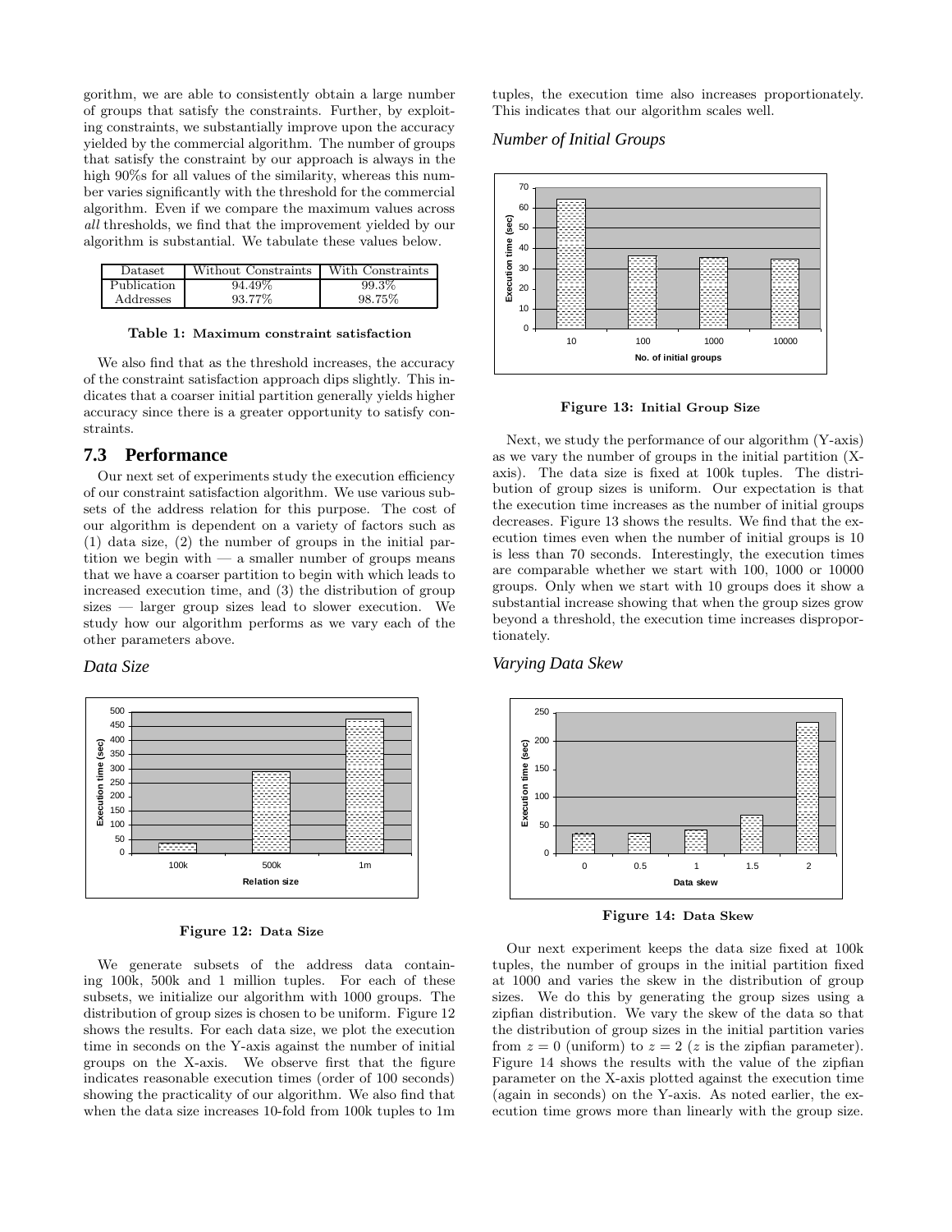gorithm, we are able to consistently obtain a large number of groups that satisfy the constraints. Further, by exploiting constraints, we substantially improve upon the accuracy yielded by the commercial algorithm. The number of groups that satisfy the constraint by our approach is always in the high 90%s for all values of the similarity, whereas this number varies significantly with the threshold for the commercial algorithm. Even if we compare the maximum values across *all* thresholds, we find that the improvement yielded by our algorithm is substantial. We tabulate these values below.

| Dataset | Without Constraints | With Constraints |
|---|---|---|
| Publication | 94.49% | 99.3% |
| Addresses | 93.77% | 98.75% |

**Table 1: Maximum constraint satisfaction**

We also find that as the threshold increases, the accuracy of the constraint satisfaction approach dips slightly. This indicates that a coarser initial partition generally yields higher accuracy since there is a greater opportunity to satisfy constraints.

## 7.3 Performance

Our next set of experiments study the execution efficiency of our constraint satisfaction algorithm. We use various subsets of the address relation for this purpose. The cost of our algorithm is dependent on a variety of factors such as (1) data size, (2) the number of groups in the initial partition we begin with — a smaller number of groups means that we have a coarser partition to begin with which leads to increased execution time, and (3) the distribution of group sizes — larger group sizes lead to slower execution. We study how our algorithm performs as we vary each of the other parameters above.

### *Data Size*

**Figure 12: Data Size**

We generate subsets of the address data containing 100k, 500k and 1 million tuples. For each of these subsets, we initialize our algorithm with 1000 groups. The distribution of group sizes is chosen to be uniform. Figure 12 shows the results. For each data size, we plot the execution time in seconds on the Y-axis against the number of initial groups on the X-axis. We observe first that the figure indicates reasonable execution times (order of 100 seconds) showing the practicality of our algorithm. We also find that when the data size increases 10-fold from 100k tuples to 1m tuples, the execution time also increases proportionately. This indicates that our algorithm scales well.

### *Number of Initial Groups*

**Figure 13: Initial Group Size**

Next, we study the performance of our algorithm (Y-axis) as we vary the number of groups in the initial partition (X-axis). The data size is fixed at 100k tuples. The distribution of group sizes is uniform. Our expectation is that the execution time increases as the number of initial groups decreases. Figure 13 shows the results. We find that the execution times even when the number of initial groups is 10 is less than 70 seconds. Interestingly, the execution times are comparable whether we start with 100, 1000 or 10000 groups. Only when we start with 10 groups does it show a substantial increase showing that when the group sizes grow beyond a threshold, the execution time increases disproportionately.

### *Varying Data Skew*

**Figure 14: Data Skew**

Our next experiment keeps the data size fixed at 100k tuples, the number of groups in the initial partition fixed at 1000 and varies the skew in the distribution of group sizes. We do this by generating the group sizes using a zipfian distribution. We vary the skew of the data so that the distribution of group sizes in the initial partition varies from $z = 0$ (uniform) to $z = 2$ ($z$ is the zipfian parameter). Figure 14 shows the results with the value of the zipfian parameter on the X-axis plotted against the execution time (again in seconds) on the Y-axis. As noted earlier, the execution time grows more than linearly with the group size.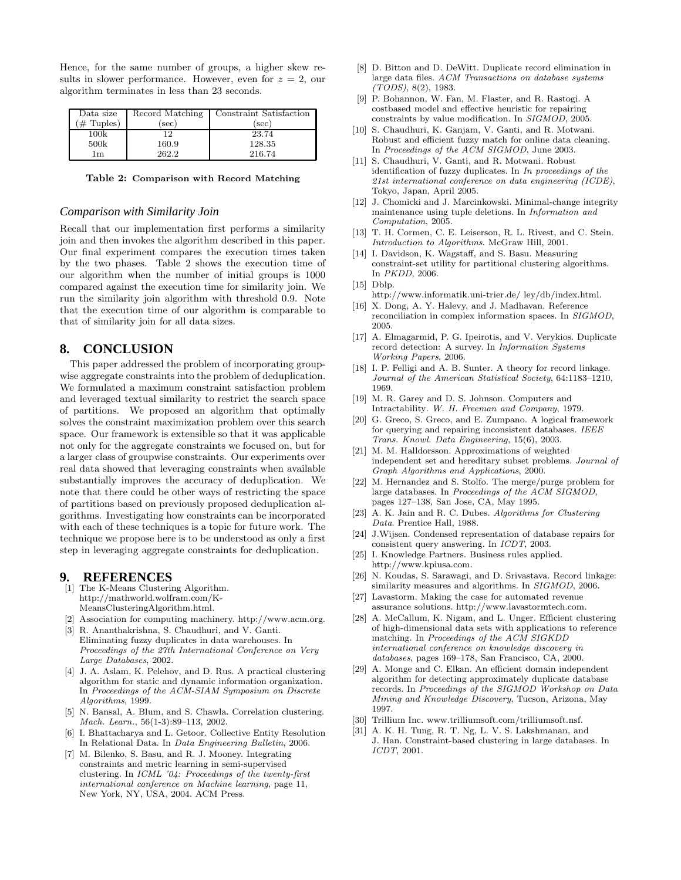Hence, for the same number of groups, a higher skew results in slower performance. However, even for $z = 2$, our algorithm terminates in less than 23 seconds.

| Data size (# Tuples) | Record Matching (sec) | Constraint Satisfaction (sec) |
|---|---|---|
| 100k | 12 | 23.74 |
| 500k | 160.9 | 128.35 |
| 1m | 262.2 | 216.74 |

**Table 2: Comparison with Record Matching**

### *Comparison with Similarity Join*

Recall that our implementation first performs a similarity join and then invokes the algorithm described in this paper. Our final experiment compares the execution times taken by the two phases. Table 2 shows the execution time of our algorithm when the number of initial groups is 1000 compared against the execution time for similarity join. We run the similarity join algorithm with threshold 0.9. Note that the execution time of our algorithm is comparable to that of similarity join for all data sizes.

## 8. CONCLUSION

This paper addressed the problem of incorporating groupwise aggregate constraints into the problem of deduplication. We formulated a maximum constraint satisfaction problem and leveraged textual similarity to restrict the search space of partitions. We proposed an algorithm that optimally solves the constraint maximization problem over this search space. Our framework is extensible so that it was applicable not only for the aggregate constraints we focused on, but for a larger class of groupwise constraints. Our experiments over real data showed that leveraging constraints when available substantially improves the accuracy of deduplication. We note that there could be other ways of restricting the space of partitions based on previously proposed deduplication algorithms. Investigating how constraints can be incorporated with each of these techniques is a topic for future work. The technique we propose here is to be understood as only a first step in leveraging aggregate constraints for deduplication.

## 9. REFERENCES

[1] The K-Means Clustering Algorithm. http://mathworld.wolfram.com/K-MeansClusteringAlgorithm.html.

[2] Association for computing machinery. http://www.acm.org.

[3] R. Ananthakrishna, S. Chaudhuri, and V. Ganti. Eliminating fuzzy duplicates in data warehouses. In *Proceedings of the 27th International Conference on Very Large Databases*, 2002.

[4] J. A. Aslam, K. Pelehov, and D. Rus. A practical clustering algorithm for static and dynamic information organization. In *Proceedings of the ACM-SIAM Symposium on Discrete Algorithms*, 1999.

[5] N. Bansal, A. Blum, and S. Chawla. Correlation clustering. *Mach. Learn.*, 56(1-3):89–113, 2002.

[6] I. Bhattacharya and L. Getoor. Collective Entity Resolution In Relational Data. In *Data Engineering Bulletin*, 2006.

[7] M. Bilenko, S. Basu, and R. J. Mooney. Integrating constraints and metric learning in semi-supervised clustering. In *ICML '04: Proceedings of the twenty-first international conference on Machine learning*, page 11, New York, NY, USA, 2004. ACM Press.

[8] D. Bitton and D. DeWitt. Duplicate record elimination in large data files. *ACM Transactions on database systems (TODS)*, 8(2), 1983.

[9] P. Bohannon, W. Fan, M. Flaster, and R. Rastogi. A costbased model and effective heuristic for repairing constraints by value modification. In *SIGMOD*, 2005.

[10] S. Chaudhuri, K. Ganjam, V. Ganti, and R. Motwani. Robust and efficient fuzzy match for online data cleaning. In *Proceedings of the ACM SIGMOD*, June 2003.

[11] S. Chaudhuri, V. Ganti, and R. Motwani. Robust identification of fuzzy duplicates. In *In proceedings of the 21st international conference on data engineering (ICDE)*, Tokyo, Japan, April 2005.

[12] J. Chomicki and J. Marcinkowski. Minimal-change integrity maintenance using tuple deletions. In *Information and Computation*, 2005.

[13] T. H. Cormen, C. E. Leiserson, R. L. Rivest, and C. Stein. *Introduction to Algorithms*. McGraw Hill, 2001.

[14] I. Davidson, K. Wagstaff, and S. Basu. Measuring constraint-set utility for partitional clustering algorithms. In *PKDD*, 2006.

[15] Dblp. http://www.informatik.uni-trier.de/ ley/db/index.html.

[16] X. Dong, A. Y. Halevy, and J. Madhavan. Reference reconciliation in complex information spaces. In *SIGMOD*, 2005.

[17] A. Elmagarmid, P. G. Ipeirotis, and V. Verykios. Duplicate record detection: A survey. In *Information Systems Working Papers*, 2006.

[18] I. P. Felligi and A. B. Sunter. A theory for record linkage. *Journal of the American Statistical Society*, 64:1183–1210, 1969.

[19] M. R. Garey and D. S. Johnson. Computers and Intractability. *W. H. Freeman and Company*, 1979.

[20] G. Greco, S. Greco, and E. Zumpano. A logical framework for querying and repairing inconsistent databases. *IEEE Trans. Knowl. Data Engineering*, 15(6), 2003.

[21] M. M. Halldorsson. Approximations of weighted independent set and hereditary subset problems. *Journal of Graph Algorithms and Applications*, 2000.

[22] M. Hernandez and S. Stolfo. The merge/purge problem for large databases. In *Proceedings of the ACM SIGMOD*, pages 127–138, San Jose, CA, May 1995.

[23] A. K. Jain and R. C. Dubes. *Algorithms for Clustering Data*. Prentice Hall, 1988.

[24] J.Wijsen. Condensed representation of database repairs for consistent query answering. In *ICDT*, 2003.

[25] I. Knowledge Partners. Business rules applied. http://www.kpiusa.com.

[26] N. Koudas, S. Sarawagi, and D. Srivastava. Record linkage: similarity measures and algorithms. In *SIGMOD*, 2006.

[27] Lavastorm. Making the case for automated revenue assurance solutions. http://www.lavastormtech.com.

[28] A. McCallum, K. Nigam, and L. Unger. Efficient clustering of high-dimensional data sets with applications to reference matching. In *Proceedings of the ACM SIGKDD international conference on knowledge discovery in databases*, pages 169–178, San Francisco, CA, 2000.

[29] A. Monge and C. Elkan. An efficient domain independent algorithm for detecting approximately duplicate database records. In *Proceedings of the SIGMOD Workshop on Data Mining and Knowledge Discovery*, Tucson, Arizona, May 1997.

[30] Trillium Inc. www.trilliumsoft.com/trilliumsoft.nsf.

[31] A. K. H. Tung, R. T. Ng, L. V. S. Lakshmanan, and J. Han. Constraint-based clustering in large databases. In *ICDT*, 2001.